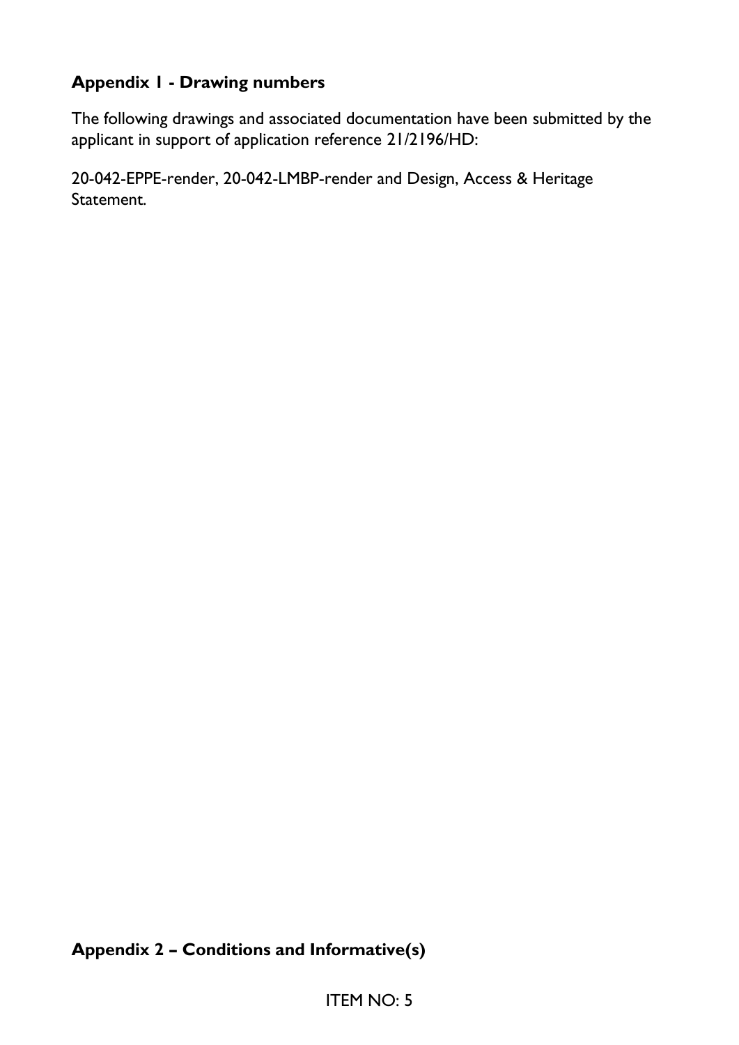**Appendix 1 - Drawing numbers**

The following drawings and associated documentation have been submitted by the applicant in support of application reference 21/2196/HD:

20-042-EPPE-render, 20-042-LMBP-render and Design, Access & Heritage Statement.

**Appendix 2 – Conditions and Informative(s)**

ITEM NO: 5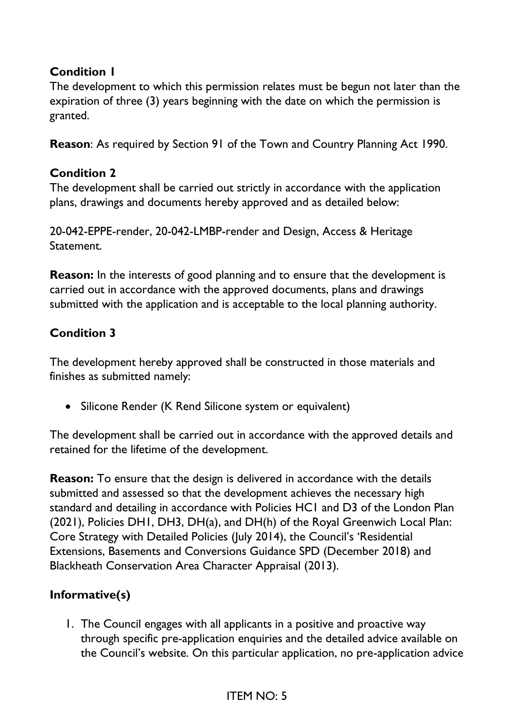**Condition 1**

The development to which this permission relates must be begun not later than the expiration of three (3) years beginning with the date on which the permission is granted.

**Reason**: As required by Section 91 of the Town and Country Planning Act 1990.

**Condition 2**

The development shall be carried out strictly in accordance with the application plans, drawings and documents hereby approved and as detailed below:

20-042-EPPE-render, 20-042-LMBP-render and Design, Access & Heritage Statement.

**Reason:** In the interests of good planning and to ensure that the development is carried out in accordance with the approved documents, plans and drawings submitted with the application and is acceptable to the local planning authority.

**Condition 3**

The development hereby approved shall be constructed in those materials and finishes as submitted namely:

- Silicone Render (K Rend Silicone system or equivalent)

The development shall be carried out in accordance with the approved details and retained for the lifetime of the development.

**Reason:** To ensure that the design is delivered in accordance with the details submitted and assessed so that the development achieves the necessary high standard and detailing in accordance with Policies HC1 and D3 of the London Plan (2021), Policies DH1, DH3, DH(a), and DH(h) of the Royal Greenwich Local Plan: Core Strategy with Detailed Policies (July 2014), the Council's 'Residential Extensions, Basements and Conversions Guidance SPD (December 2018) and Blackheath Conservation Area Character Appraisal (2013).

**Informative(s)**

1. The Council engages with all applicants in a positive and proactive way through specific pre-application enquiries and the detailed advice available on the Council's website. On this particular application, no pre-application advice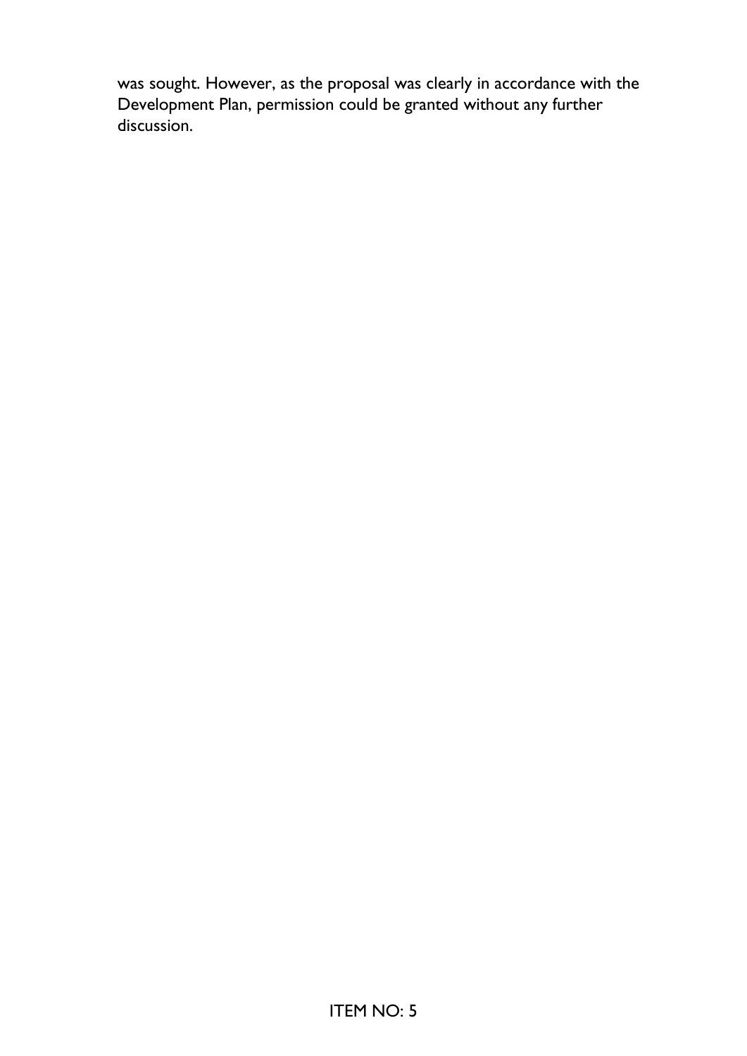was sought. However, as the proposal was clearly in accordance with the Development Plan, permission could be granted without any further discussion.

ITEM NO: 5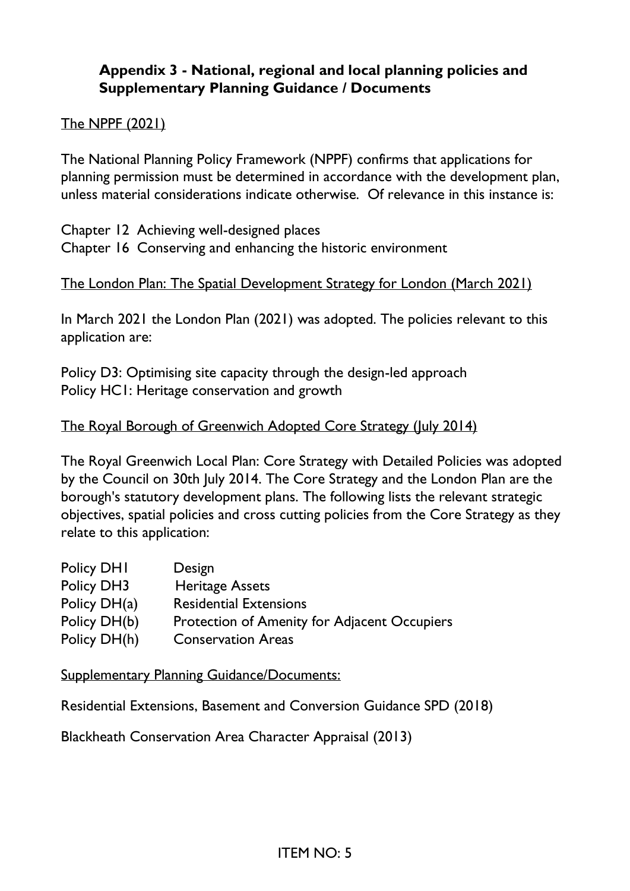## Appendix 3 - National, regional and local planning policies and Supplementary Planning Guidance / Documents

<u>The NPPF (2021)</u>

The National Planning Policy Framework (NPPF) confirms that applications for planning permission must be determined in accordance with the development plan, unless material considerations indicate otherwise. Of relevance in this instance is:

Chapter 12 Achieving well-designed places
Chapter 16 Conserving and enhancing the historic environment

<u>The London Plan: The Spatial Development Strategy for London (March 2021)</u>

In March 2021 the London Plan (2021) was adopted. The policies relevant to this application are:

Policy D3: Optimising site capacity through the design-led approach
Policy HC1: Heritage conservation and growth

<u>The Royal Borough of Greenwich Adopted Core Strategy (July 2014)</u>

The Royal Greenwich Local Plan: Core Strategy with Detailed Policies was adopted by the Council on 30th July 2014. The Core Strategy and the London Plan are the borough's statutory development plans. The following lists the relevant strategic objectives, spatial policies and cross cutting policies from the Core Strategy as they relate to this application:

| | |
|---|---|
| Policy DH1 | Design |
| Policy DH3 | Heritage Assets |
| Policy DH(a) | Residential Extensions |
| Policy DH(b) | Protection of Amenity for Adjacent Occupiers |
| Policy DH(h) | Conservation Areas |

<u>Supplementary Planning Guidance/Documents:</u>

Residential Extensions, Basement and Conversion Guidance SPD (2018)

Blackheath Conservation Area Character Appraisal (2013)

ITEM NO: 5